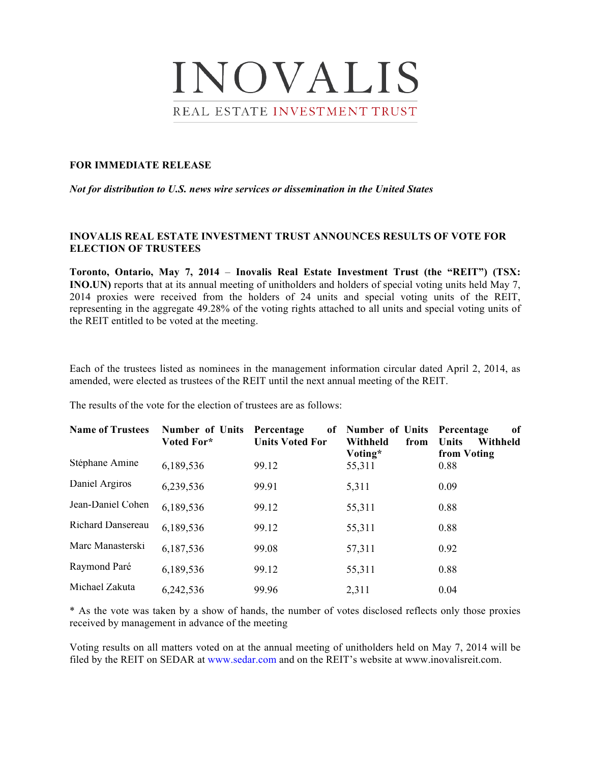# INOVALIS

REAL ESTATE INVESTMENT TRUST

**FOR IMMEDIATE RELEASE**

***Not for distribution to U.S. news wire services or dissemination in the United States***

## INOVALIS REAL ESTATE INVESTMENT TRUST ANNOUNCES RESULTS OF VOTE FOR ELECTION OF TRUSTEES

**Toronto, Ontario, May 7, 2014** – **Inovalis Real Estate Investment Trust (the "REIT") (TSX: INO.UN)** reports that at its annual meeting of unitholders and holders of special voting units held May 7, 2014 proxies were received from the holders of 24 units and special voting units of the REIT, representing in the aggregate 49.28% of the voting rights attached to all units and special voting units of the REIT entitled to be voted at the meeting.

Each of the trustees listed as nominees in the management information circular dated April 2, 2014, as amended, were elected as trustees of the REIT until the next annual meeting of the REIT.

The results of the vote for the election of trustees are as follows:

| Name of Trustees | Number of Units Voted For* | Percentage of Units Voted For | Number of Units Withheld from Voting* | Percentage of Units Withheld from Voting |
|---|---|---|---|---|
| Stéphane Amine | 6,189,536 | 99.12 | 55,311 | 0.88 |
| Daniel Argiros | 6,239,536 | 99.91 | 5,311 | 0.09 |
| Jean-Daniel Cohen | 6,189,536 | 99.12 | 55,311 | 0.88 |
| Richard Dansereau | 6,189,536 | 99.12 | 55,311 | 0.88 |
| Marc Manasterski | 6,187,536 | 99.08 | 57,311 | 0.92 |
| Raymond Paré | 6,189,536 | 99.12 | 55,311 | 0.88 |
| Michael Zakuta | 6,242,536 | 99.96 | 2,311 | 0.04 |

* As the vote was taken by a show of hands, the number of votes disclosed reflects only those proxies received by management in advance of the meeting

Voting results on all matters voted on at the annual meeting of unitholders held on May 7, 2014 will be filed by the REIT on SEDAR at www.sedar.com and on the REIT's website at www.inovalisreit.com.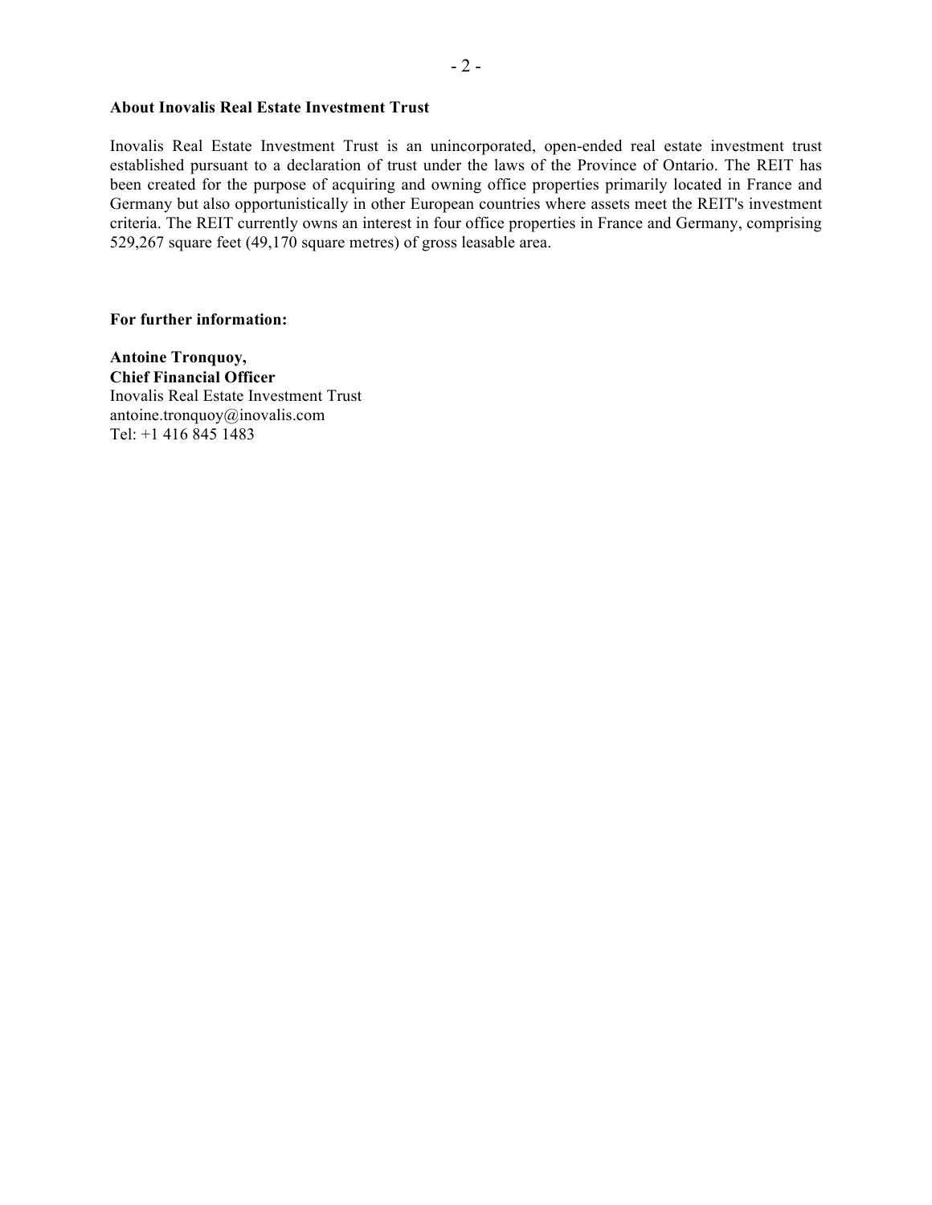**About Inovalis Real Estate Investment Trust**

Inovalis Real Estate Investment Trust is an unincorporated, open-ended real estate investment trust established pursuant to a declaration of trust under the laws of the Province of Ontario. The REIT has been created for the purpose of acquiring and owning office properties primarily located in France and Germany but also opportunistically in other European countries where assets meet the REIT's investment criteria. The REIT currently owns an interest in four office properties in France and Germany, comprising 529,267 square feet (49,170 square metres) of gross leasable area.

**For further information:**

**Antoine Tronquoy,**
**Chief Financial Officer**
Inovalis Real Estate Investment Trust
antoine.tronquoy@inovalis.com
Tel: +1 416 845 1483